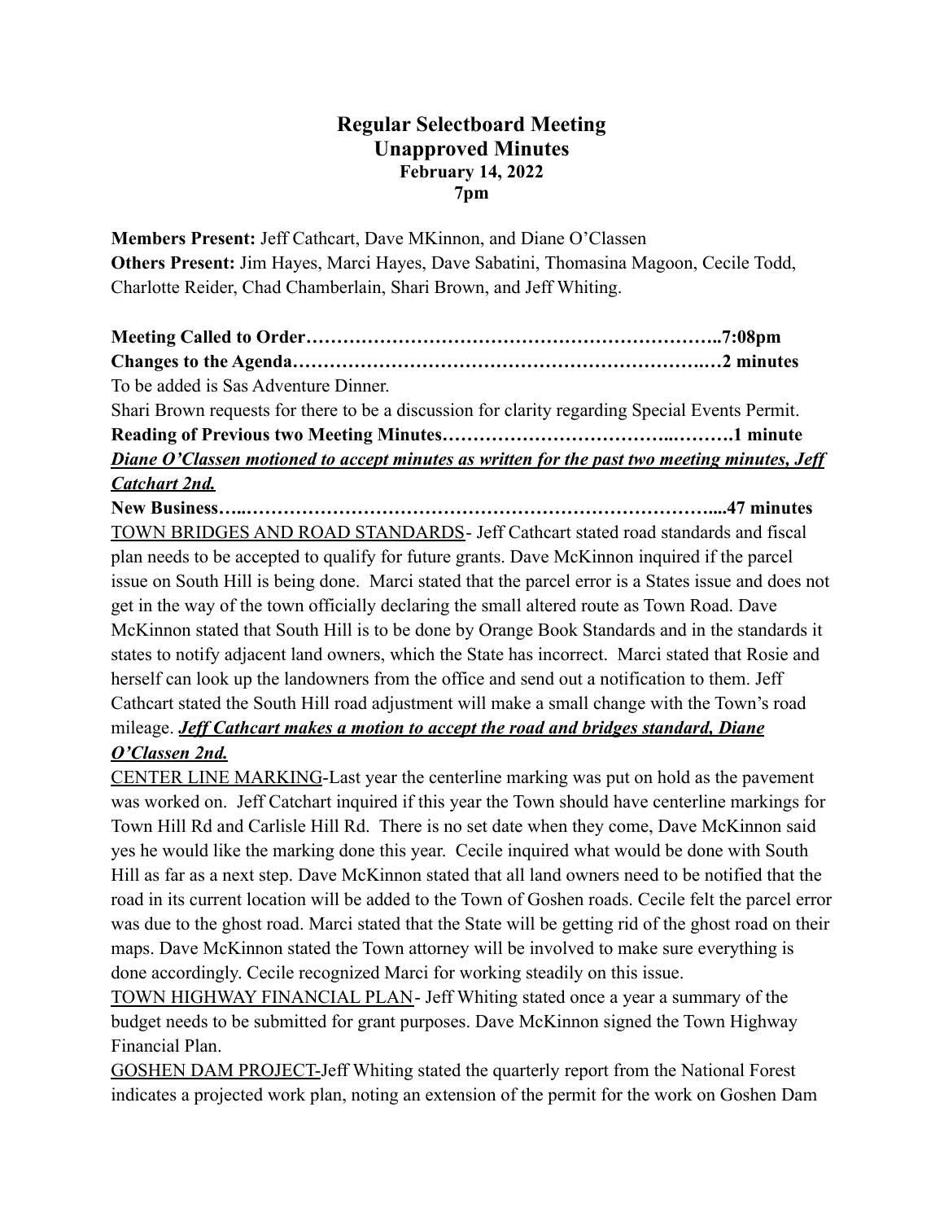# Regular Selectboard Meeting
## Unapproved Minutes
### February 14, 2022
### 7pm

**Members Present:** Jeff Cathcart, Dave MKinnon, and Diane O'Classen
**Others Present:** Jim Hayes, Marci Hayes, Dave Sabatini, Thomasina Magoon, Cecile Todd, Charlotte Reider, Chad Chamberlain, Shari Brown, and Jeff Whiting.

**Meeting Called to Order…………………………………………………………..7:08pm**
**Changes to the Agenda……………………………………………………….…2 minutes**
To be added is Sas Adventure Dinner.
Shari Brown requests for there to be a discussion for clarity regarding Special Events Permit.
**Reading of Previous two Meeting Minutes……………………………..……….1 minute**
***Diane O'Classen motioned to accept minutes as written for the past two meeting minutes, Jeff Catchart 2nd.***

**New Business…..……………………………………………………………….....47 minutes**
TOWN BRIDGES AND ROAD STANDARDS- Jeff Cathcart stated road standards and fiscal plan needs to be accepted to qualify for future grants. Dave McKinnon inquired if the parcel issue on South Hill is being done. Marci stated that the parcel error is a States issue and does not get in the way of the town officially declaring the small altered route as Town Road. Dave McKinnon stated that South Hill is to be done by Orange Book Standards and in the standards it states to notify adjacent land owners, which the State has incorrect. Marci stated that Rosie and herself can look up the landowners from the office and send out a notification to them. Jeff Cathcart stated the South Hill road adjustment will make a small change with the Town's road mileage. ***Jeff Cathcart makes a motion to accept the road and bridges standard, Diane O'Classen 2nd.***

CENTER LINE MARKING-Last year the centerline marking was put on hold as the pavement was worked on. Jeff Catchart inquired if this year the Town should have centerline markings for Town Hill Rd and Carlisle Hill Rd. There is no set date when they come, Dave McKinnon said yes he would like the marking done this year. Cecile inquired what would be done with South Hill as far as a next step. Dave McKinnon stated that all land owners need to be notified that the road in its current location will be added to the Town of Goshen roads. Cecile felt the parcel error was due to the ghost road. Marci stated that the State will be getting rid of the ghost road on their maps. Dave McKinnon stated the Town attorney will be involved to make sure everything is done accordingly. Cecile recognized Marci for working steadily on this issue.

TOWN HIGHWAY FINANCIAL PLAN- Jeff Whiting stated once a year a summary of the budget needs to be submitted for grant purposes. Dave McKinnon signed the Town Highway Financial Plan.

GOSHEN DAM PROJECT-Jeff Whiting stated the quarterly report from the National Forest indicates a projected work plan, noting an extension of the permit for the work on Goshen Dam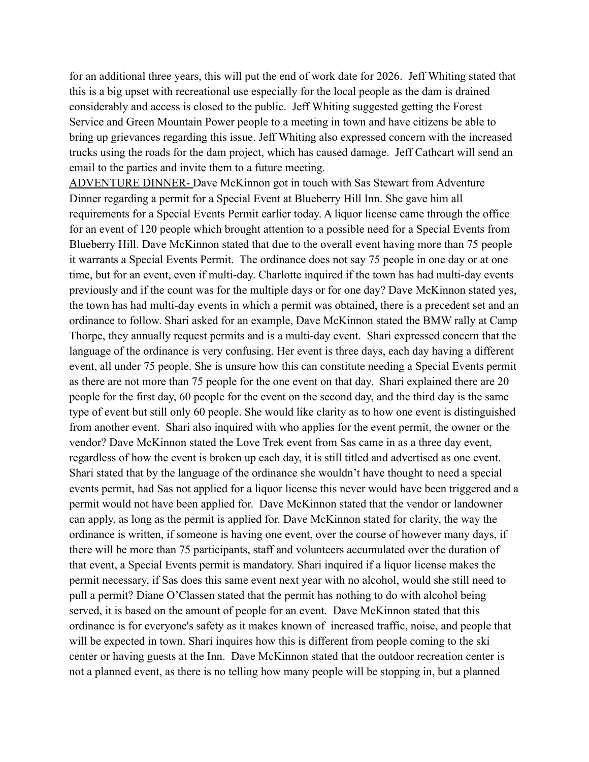for an additional three years, this will put the end of work date for 2026. Jeff Whiting stated that this is a big upset with recreational use especially for the local people as the dam is drained considerably and access is closed to the public. Jeff Whiting suggested getting the Forest Service and Green Mountain Power people to a meeting in town and have citizens be able to bring up grievances regarding this issue. Jeff Whiting also expressed concern with the increased trucks using the roads for the dam project, which has caused damage. Jeff Cathcart will send an email to the parties and invite them to a future meeting.

<u>ADVENTURE DINNER-</u> Dave McKinnon got in touch with Sas Stewart from Adventure Dinner regarding a permit for a Special Event at Blueberry Hill Inn. She gave him all requirements for a Special Events Permit earlier today. A liquor license came through the office for an event of 120 people which brought attention to a possible need for a Special Events from Blueberry Hill. Dave McKinnon stated that due to the overall event having more than 75 people it warrants a Special Events Permit. The ordinance does not say 75 people in one day or at one time, but for an event, even if multi-day. Charlotte inquired if the town has had multi-day events previously and if the count was for the multiple days or for one day? Dave McKinnon stated yes, the town has had multi-day events in which a permit was obtained, there is a precedent set and an ordinance to follow. Shari asked for an example, Dave McKinnon stated the BMW rally at Camp Thorpe, they annually request permits and is a multi-day event. Shari expressed concern that the language of the ordinance is very confusing. Her event is three days, each day having a different event, all under 75 people. She is unsure how this can constitute needing a Special Events permit as there are not more than 75 people for the one event on that day. Shari explained there are 20 people for the first day, 60 people for the event on the second day, and the third day is the same type of event but still only 60 people. She would like clarity as to how one event is distinguished from another event. Shari also inquired with who applies for the event permit, the owner or the vendor? Dave McKinnon stated the Love Trek event from Sas came in as a three day event, regardless of how the event is broken up each day, it is still titled and advertised as one event. Shari stated that by the language of the ordinance she wouldn't have thought to need a special events permit, had Sas not applied for a liquor license this never would have been triggered and a permit would not have been applied for. Dave McKinnon stated that the vendor or landowner can apply, as long as the permit is applied for. Dave McKinnon stated for clarity, the way the ordinance is written, if someone is having one event, over the course of however many days, if there will be more than 75 participants, staff and volunteers accumulated over the duration of that event, a Special Events permit is mandatory. Shari inquired if a liquor license makes the permit necessary, if Sas does this same event next year with no alcohol, would she still need to pull a permit? Diane O'Classen stated that the permit has nothing to do with alcohol being served, it is based on the amount of people for an event. Dave McKinnon stated that this ordinance is for everyone's safety as it makes known of increased traffic, noise, and people that will be expected in town. Shari inquires how this is different from people coming to the ski center or having guests at the Inn. Dave McKinnon stated that the outdoor recreation center is not a planned event, as there is no telling how many people will be stopping in, but a planned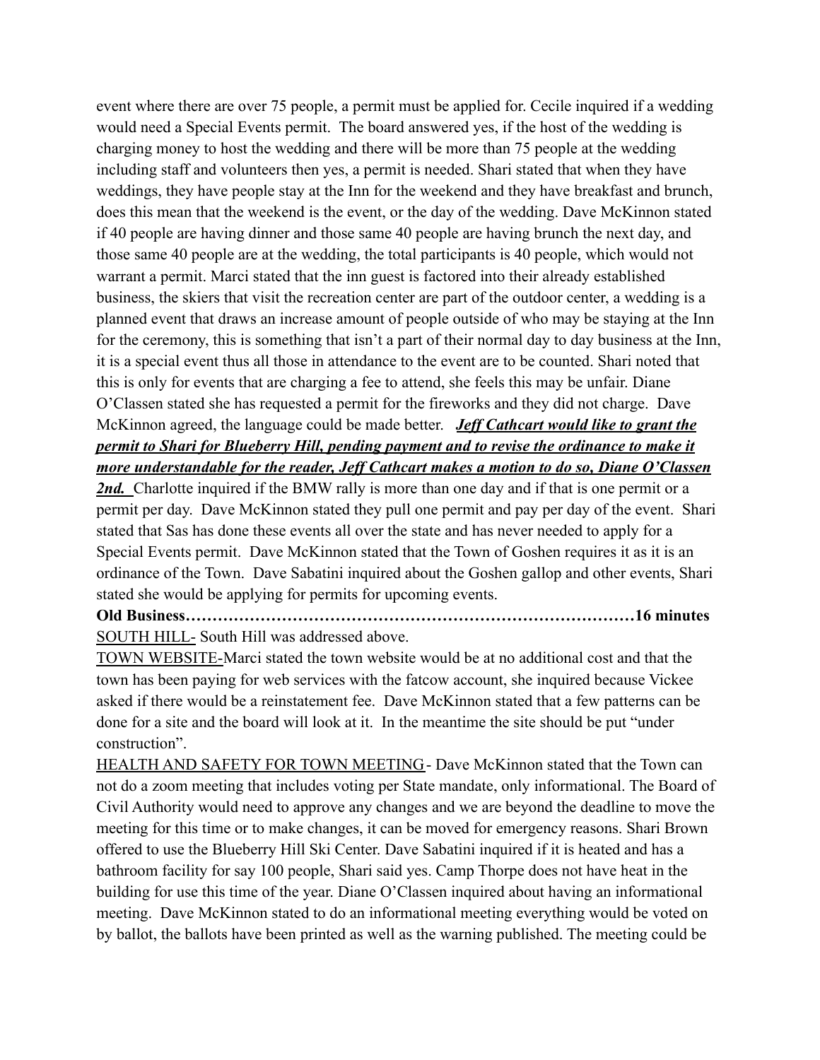event where there are over 75 people, a permit must be applied for. Cecile inquired if a wedding would need a Special Events permit. The board answered yes, if the host of the wedding is charging money to host the wedding and there will be more than 75 people at the wedding including staff and volunteers then yes, a permit is needed. Shari stated that when they have weddings, they have people stay at the Inn for the weekend and they have breakfast and brunch, does this mean that the weekend is the event, or the day of the wedding. Dave McKinnon stated if 40 people are having dinner and those same 40 people are having brunch the next day, and those same 40 people are at the wedding, the total participants is 40 people, which would not warrant a permit. Marci stated that the inn guest is factored into their already established business, the skiers that visit the recreation center are part of the outdoor center, a wedding is a planned event that draws an increase amount of people outside of who may be staying at the Inn for the ceremony, this is something that isn't a part of their normal day to day business at the Inn, it is a special event thus all those in attendance to the event are to be counted. Shari noted that this is only for events that are charging a fee to attend, she feels this may be unfair. Diane O'Classen stated she has requested a permit for the fireworks and they did not charge. Dave McKinnon agreed, the language could be made better. ***Jeff Cathcart would like to grant the permit to Shari for Blueberry Hill, pending payment and to revise the ordinance to make it more understandable for the reader, Jeff Cathcart makes a motion to do so, Diane O'Classen 2nd.*** Charlotte inquired if the BMW rally is more than one day and if that is one permit or a permit per day. Dave McKinnon stated they pull one permit and pay per day of the event. Shari stated that Sas has done these events all over the state and has never needed to apply for a Special Events permit. Dave McKinnon stated that the Town of Goshen requires it as it is an ordinance of the Town. Dave Sabatini inquired about the Goshen gallop and other events, Shari stated she would be applying for permits for upcoming events.

**Old Business…………………………………………………………………………16 minutes**

SOUTH HILL- South Hill was addressed above.

TOWN WEBSITE-Marci stated the town website would be at no additional cost and that the town has been paying for web services with the fatcow account, she inquired because Vickee asked if there would be a reinstatement fee. Dave McKinnon stated that a few patterns can be done for a site and the board will look at it. In the meantime the site should be put "under construction".

HEALTH AND SAFETY FOR TOWN MEETING- Dave McKinnon stated that the Town can not do a zoom meeting that includes voting per State mandate, only informational. The Board of Civil Authority would need to approve any changes and we are beyond the deadline to move the meeting for this time or to make changes, it can be moved for emergency reasons. Shari Brown offered to use the Blueberry Hill Ski Center. Dave Sabatini inquired if it is heated and has a bathroom facility for say 100 people, Shari said yes. Camp Thorpe does not have heat in the building for use this time of the year. Diane O'Classen inquired about having an informational meeting. Dave McKinnon stated to do an informational meeting everything would be voted on by ballot, the ballots have been printed as well as the warning published. The meeting could be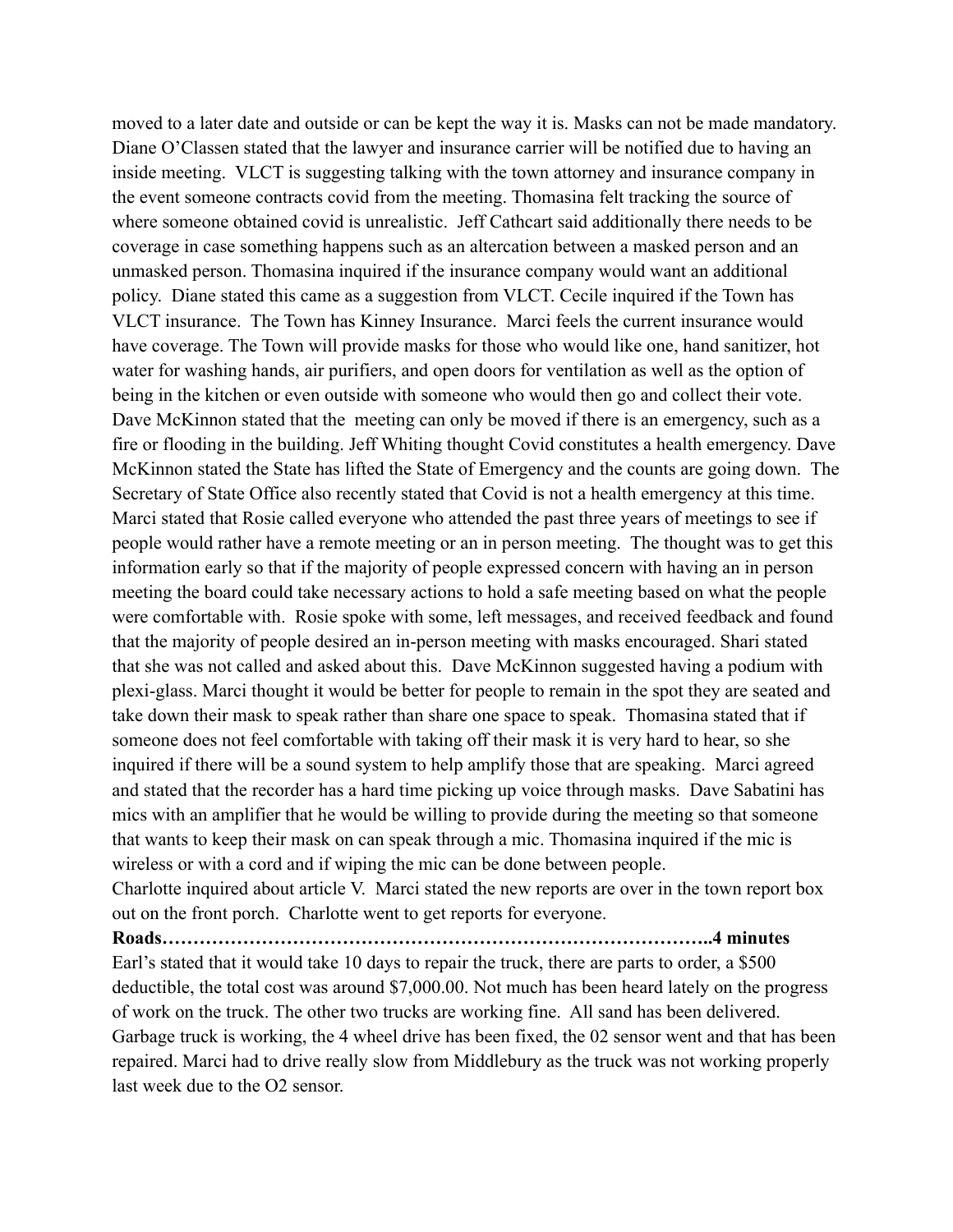moved to a later date and outside or can be kept the way it is. Masks can not be made mandatory. Diane O'Classen stated that the lawyer and insurance carrier will be notified due to having an inside meeting. VLCT is suggesting talking with the town attorney and insurance company in the event someone contracts covid from the meeting. Thomasina felt tracking the source of where someone obtained covid is unrealistic. Jeff Cathcart said additionally there needs to be coverage in case something happens such as an altercation between a masked person and an unmasked person. Thomasina inquired if the insurance company would want an additional policy. Diane stated this came as a suggestion from VLCT. Cecile inquired if the Town has VLCT insurance. The Town has Kinney Insurance. Marci feels the current insurance would have coverage. The Town will provide masks for those who would like one, hand sanitizer, hot water for washing hands, air purifiers, and open doors for ventilation as well as the option of being in the kitchen or even outside with someone who would then go and collect their vote. Dave McKinnon stated that the meeting can only be moved if there is an emergency, such as a fire or flooding in the building. Jeff Whiting thought Covid constitutes a health emergency. Dave McKinnon stated the State has lifted the State of Emergency and the counts are going down. The Secretary of State Office also recently stated that Covid is not a health emergency at this time. Marci stated that Rosie called everyone who attended the past three years of meetings to see if people would rather have a remote meeting or an in person meeting. The thought was to get this information early so that if the majority of people expressed concern with having an in person meeting the board could take necessary actions to hold a safe meeting based on what the people were comfortable with. Rosie spoke with some, left messages, and received feedback and found that the majority of people desired an in-person meeting with masks encouraged. Shari stated that she was not called and asked about this. Dave McKinnon suggested having a podium with plexi-glass. Marci thought it would be better for people to remain in the spot they are seated and take down their mask to speak rather than share one space to speak. Thomasina stated that if someone does not feel comfortable with taking off their mask it is very hard to hear, so she inquired if there will be a sound system to help amplify those that are speaking. Marci agreed and stated that the recorder has a hard time picking up voice through masks. Dave Sabatini has mics with an amplifier that he would be willing to provide during the meeting so that someone that wants to keep their mask on can speak through a mic. Thomasina inquired if the mic is wireless or with a cord and if wiping the mic can be done between people.
Charlotte inquired about article V. Marci stated the new reports are over in the town report box out on the front porch. Charlotte went to get reports for everyone.

**Roads……………………………………………………………………………..4 minutes**

Earl's stated that it would take 10 days to repair the truck, there are parts to order, a $500 deductible, the total cost was around $7,000.00. Not much has been heard lately on the progress of work on the truck. The other two trucks are working fine. All sand has been delivered. Garbage truck is working, the 4 wheel drive has been fixed, the 02 sensor went and that has been repaired. Marci had to drive really slow from Middlebury as the truck was not working properly last week due to the O2 sensor.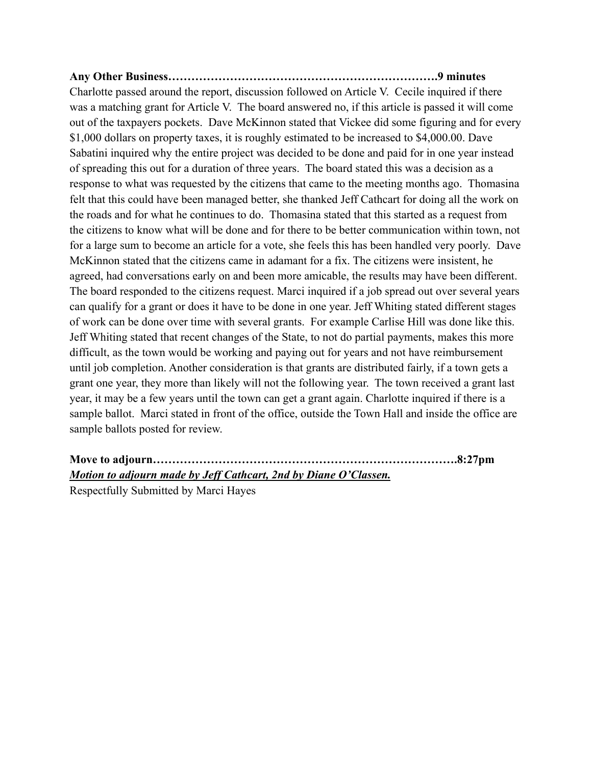**Any Other Business……………………………………………………………9 minutes**

Charlotte passed around the report, discussion followed on Article V. Cecile inquired if there was a matching grant for Article V. The board answered no, if this article is passed it will come out of the taxpayers pockets. Dave McKinnon stated that Vickee did some figuring and for every $1,000 dollars on property taxes, it is roughly estimated to be increased to $4,000.00. Dave Sabatini inquired why the entire project was decided to be done and paid for in one year instead of spreading this out for a duration of three years. The board stated this was a decision as a response to what was requested by the citizens that came to the meeting months ago. Thomasina felt that this could have been managed better, she thanked Jeff Cathcart for doing all the work on the roads and for what he continues to do. Thomasina stated that this started as a request from the citizens to know what will be done and for there to be better communication within town, not for a large sum to become an article for a vote, she feels this has been handled very poorly. Dave McKinnon stated that the citizens came in adamant for a fix. The citizens were insistent, he agreed, had conversations early on and been more amicable, the results may have been different. The board responded to the citizens request. Marci inquired if a job spread out over several years can qualify for a grant or does it have to be done in one year. Jeff Whiting stated different stages of work can be done over time with several grants. For example Carlise Hill was done like this. Jeff Whiting stated that recent changes of the State, to not do partial payments, makes this more difficult, as the town would be working and paying out for years and not have reimbursement until job completion. Another consideration is that grants are distributed fairly, if a town gets a grant one year, they more than likely will not the following year. The town received a grant last year, it may be a few years until the town can get a grant again. Charlotte inquired if there is a sample ballot. Marci stated in front of the office, outside the Town Hall and inside the office are sample ballots posted for review.

**Move to adjourn……………………………………………………………………8:27pm**

***Motion to adjourn made by Jeff Cathcart, 2nd by Diane O'Classen.***

Respectfully Submitted by Marci Hayes